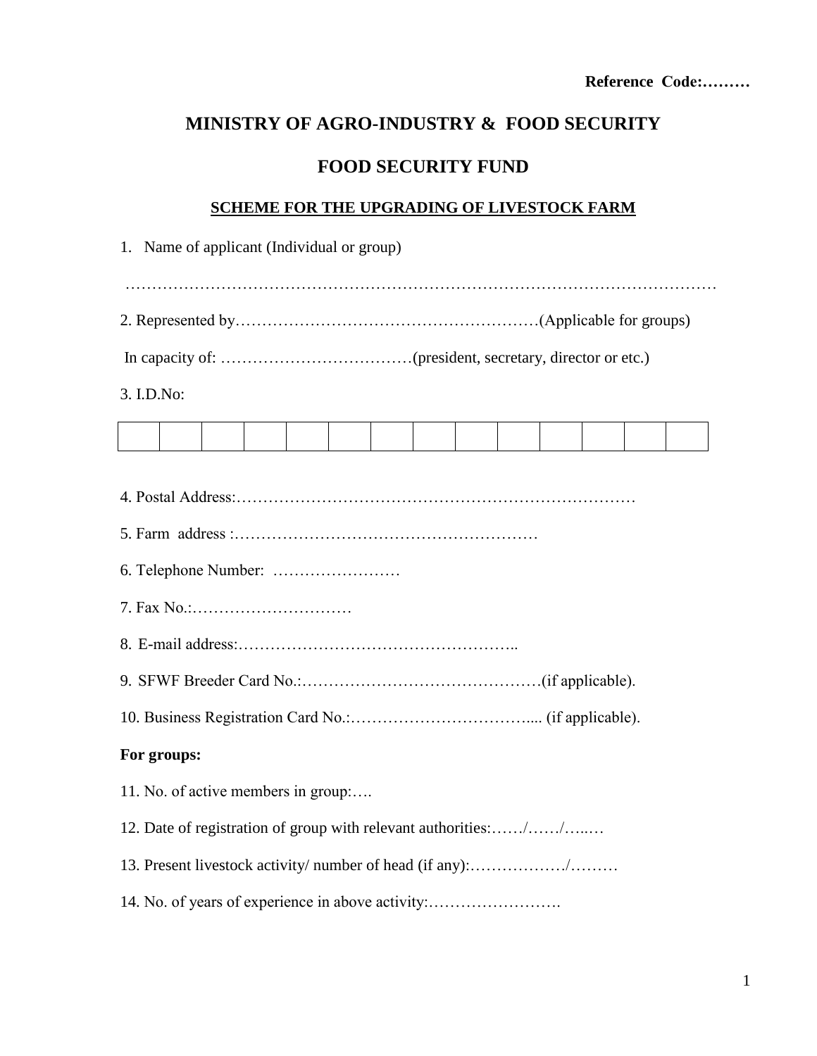**Reference Code:………**

# MINISTRY OF AGRO-INDUSTRY & FOOD SECURITY

# FOOD SECURITY FUND

## SCHEME FOR THE UPGRADING OF LIVESTOCK FARM

1. Name of applicant (Individual or group)

………………………………………………………………………………………………

2. Represented by…………………………………………………(Applicable for groups)

In capacity of: ………………………………(president, secretary, director or etc.)

3. I.D.No:

| | | | | | | | | | | | | | |
|---|---|---|---|---|---|---|---|---|---|---|---|---|---|
| | | | | | | | | | | | | | |

4. Postal Address:…………………………………………………………………

5. Farm address :…………………………………………………

6. Telephone Number: ……………………

7. Fax No.:…………………………

8. E-mail address:……………………………………………..

9. SFWF Breeder Card No.:………………………………………(if applicable).

10. Business Registration Card No.:…………………………….... (if applicable).

**For groups:**

11. No. of active members in group:….

12. Date of registration of group with relevant authorities:……/……/…..…

13. Present livestock activity/ number of head (if any):………………/………

14. No. of years of experience in above activity:…………………….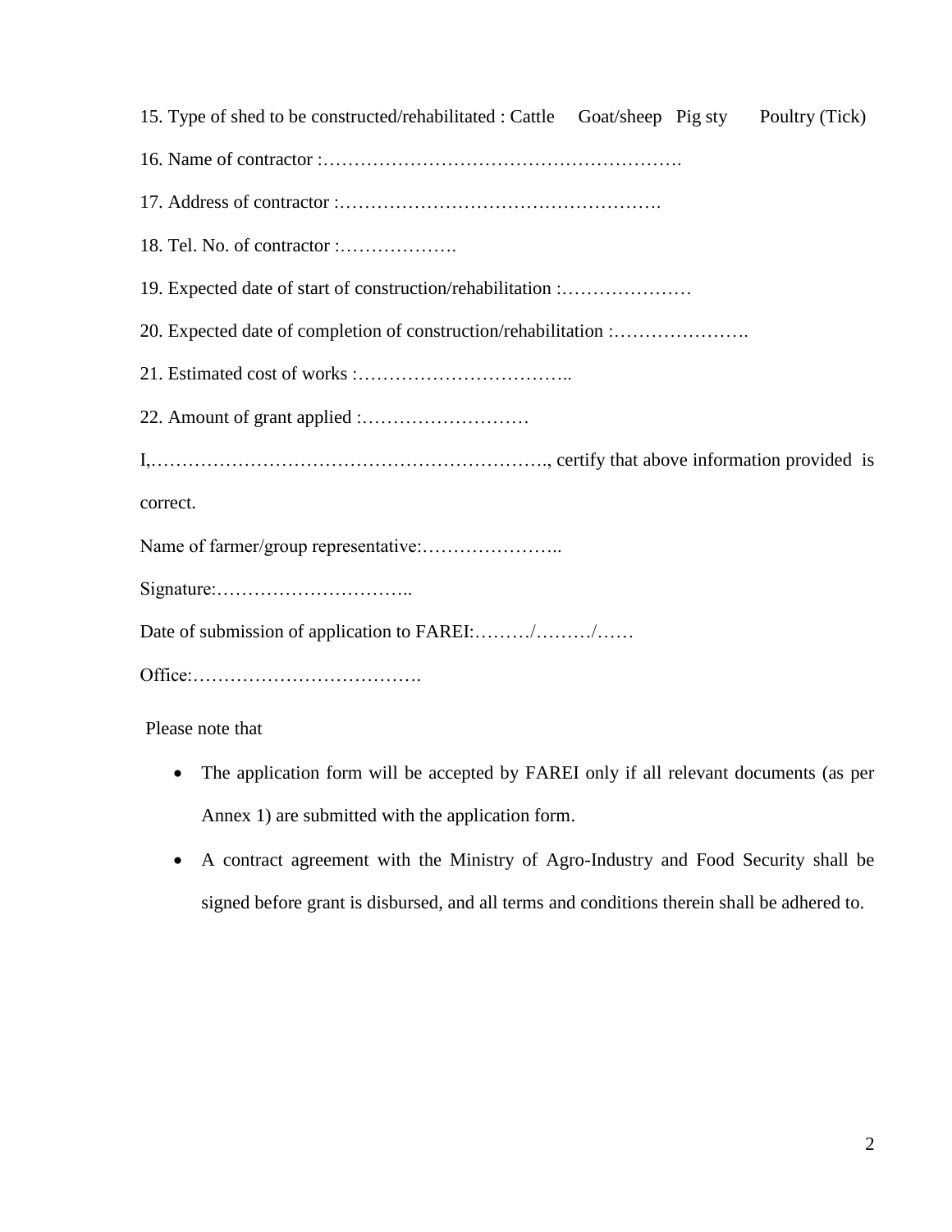15. Type of shed to be constructed/rehabilitated : Cattle Goat/sheep Pig sty Poultry (Tick)

16. Name of contractor :………………………………………………….

17. Address of contractor :…………………………………………….

18. Tel. No. of contractor :……………….

19. Expected date of start of construction/rehabilitation :…………………

20. Expected date of completion of construction/rehabilitation :………………….

21. Estimated cost of works :……………………………..

22. Amount of grant applied :………………………

I,……………………………………………………., certify that above information provided is correct.

Name of farmer/group representative:…………………..

Signature:…………………………..

Date of submission of application to FAREI:………/………/……

Office:……………………………….

Please note that

- The application form will be accepted by FAREI only if all relevant documents (as per Annex 1) are submitted with the application form.
- A contract agreement with the Ministry of Agro-Industry and Food Security shall be signed before grant is disbursed, and all terms and conditions therein shall be adhered to.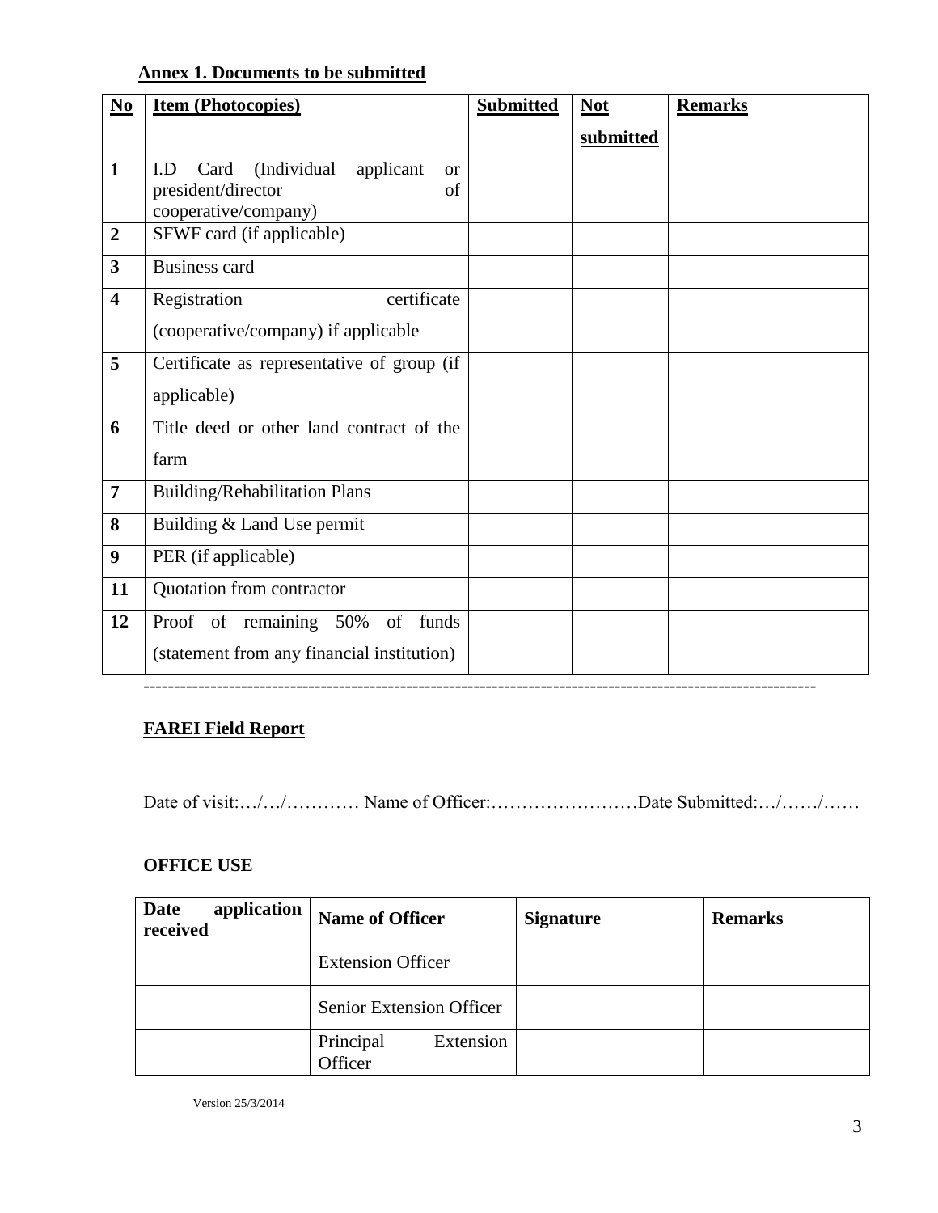**Annex 1. Documents to be submitted**

| No | Item (Photocopies) | Submitted | Not submitted | Remarks |
|---|---|---|---|---|
| 1 | I.D Card (Individual applicant or president/director of cooperative/company) | | | |
| 2 | SFWF card (if applicable) | | | |
| 3 | Business card | | | |
| 4 | Registration certificate (cooperative/company) if applicable | | | |
| 5 | Certificate as representative of group (if applicable) | | | |
| 6 | Title deed or other land contract of the farm | | | |
| 7 | Building/Rehabilitation Plans | | | |
| 8 | Building & Land Use permit | | | |
| 9 | PER (if applicable) | | | |
| 11 | Quotation from contractor | | | |
| 12 | Proof of remaining 50% of funds (statement from any financial institution) | | | |

---

**FAREI Field Report**

Date of visit:…/…/………… Name of Officer:……………………Date Submitted:…/……/……

**OFFICE USE**

| Date application received | Name of Officer | Signature | Remarks |
|---|---|---|---|
| | Extension Officer | | |
| | Senior Extension Officer | | |
| | Principal Extension Officer | | |

Version 25/3/2014